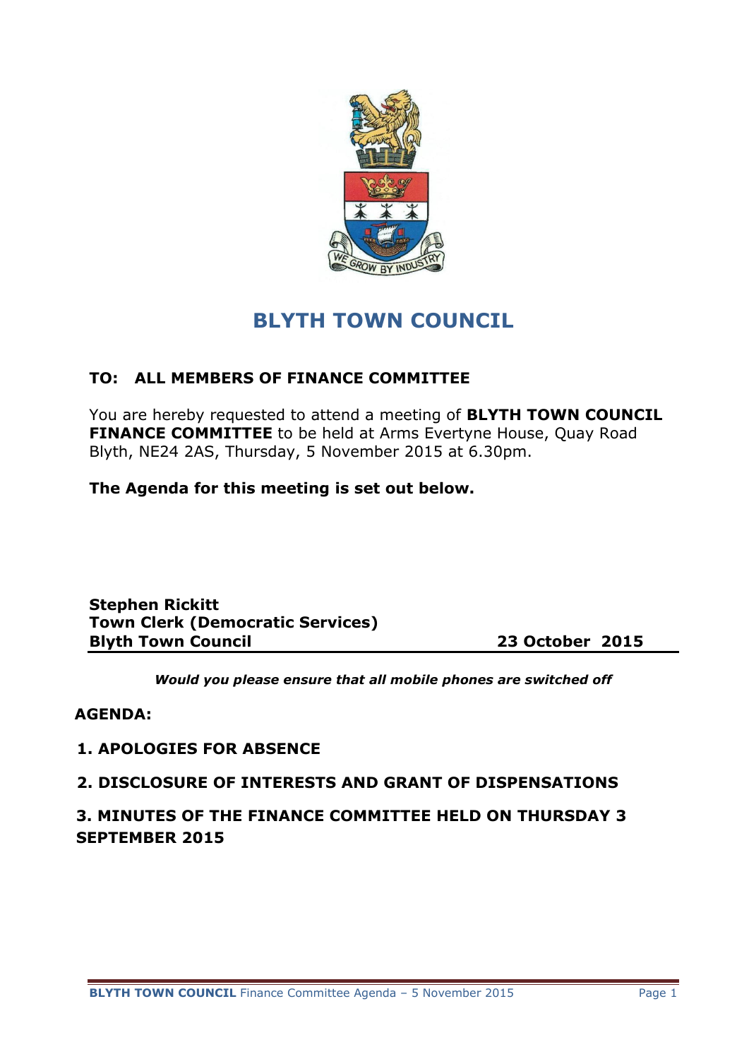# BLYTH TOWN COUNCIL

**TO: ALL MEMBERS OF FINANCE COMMITTEE**

You are hereby requested to attend a meeting of **BLYTH TOWN COUNCIL FINANCE COMMITTEE** to be held at Arms Evertyne House, Quay Road Blyth, NE24 2AS, Thursday, 5 November 2015 at 6.30pm.

**The Agenda for this meeting is set out below.**

**Stephen Rickitt**
**Town Clerk (Democratic Services)**
**Blyth Town Council** **23 October 2015**

***Would you please ensure that all mobile phones are switched off***

**AGENDA:**

**1. APOLOGIES FOR ABSENCE**

**2. DISCLOSURE OF INTERESTS AND GRANT OF DISPENSATIONS**

**3. MINUTES OF THE FINANCE COMMITTEE HELD ON THURSDAY 3 SEPTEMBER 2015**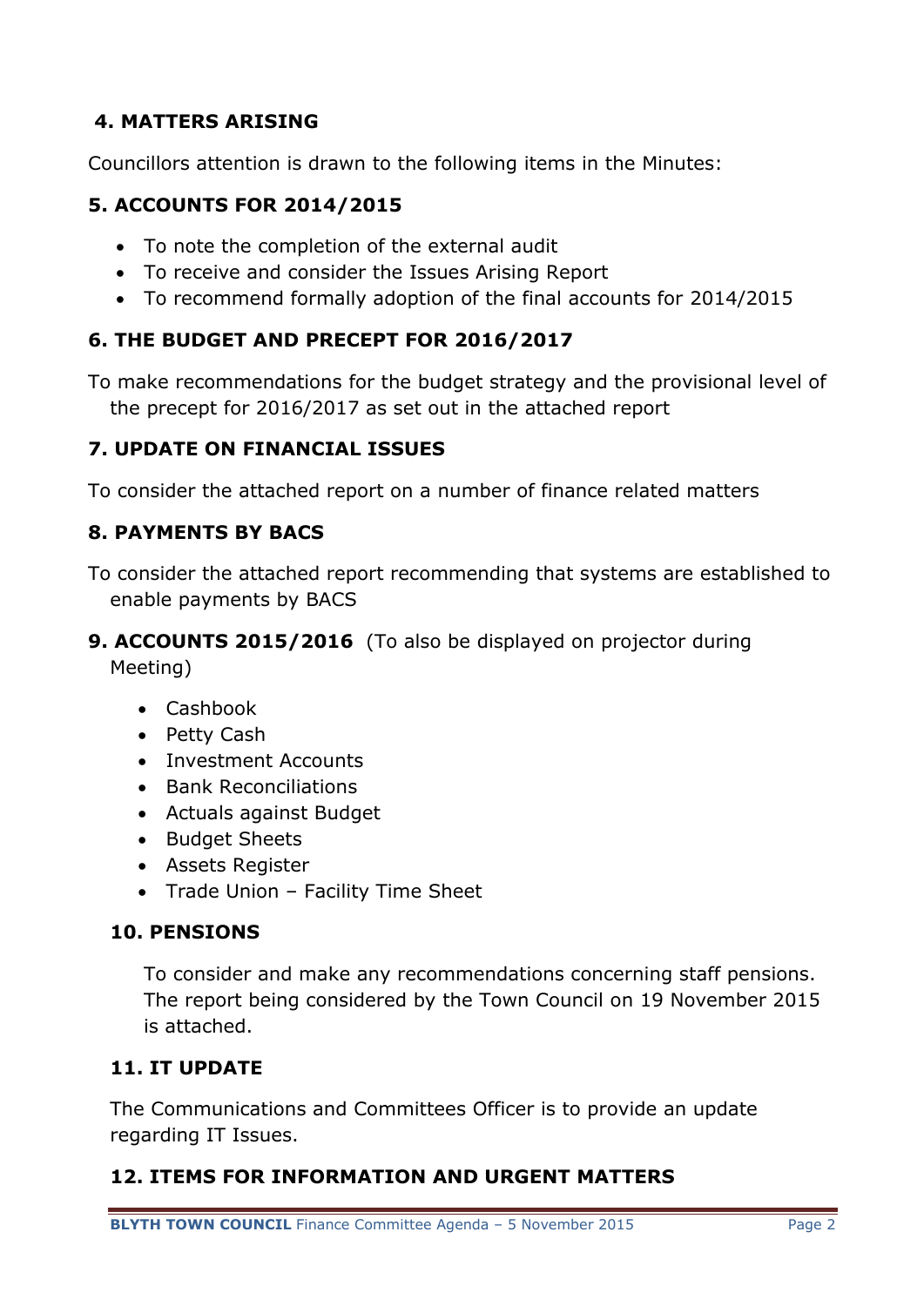### 4. MATTERS ARISING

Councillors attention is drawn to the following items in the Minutes:

### 5. ACCOUNTS FOR 2014/2015

- To note the completion of the external audit
- To receive and consider the Issues Arising Report
- To recommend formally adoption of the final accounts for 2014/2015

### 6. THE BUDGET AND PRECEPT FOR 2016/2017

To make recommendations for the budget strategy and the provisional level of the precept for 2016/2017 as set out in the attached report

### 7. UPDATE ON FINANCIAL ISSUES

To consider the attached report on a number of finance related matters

### 8. PAYMENTS BY BACS

To consider the attached report recommending that systems are established to enable payments by BACS

### 9. ACCOUNTS 2015/2016 (To also be displayed on projector during Meeting)

- Cashbook
- Petty Cash
- Investment Accounts
- Bank Reconciliations
- Actuals against Budget
- Budget Sheets
- Assets Register
- Trade Union – Facility Time Sheet

### 10. PENSIONS

To consider and make any recommendations concerning staff pensions. The report being considered by the Town Council on 19 November 2015 is attached.

### 11. IT UPDATE

The Communications and Committees Officer is to provide an update regarding IT Issues.

### 12. ITEMS FOR INFORMATION AND URGENT MATTERS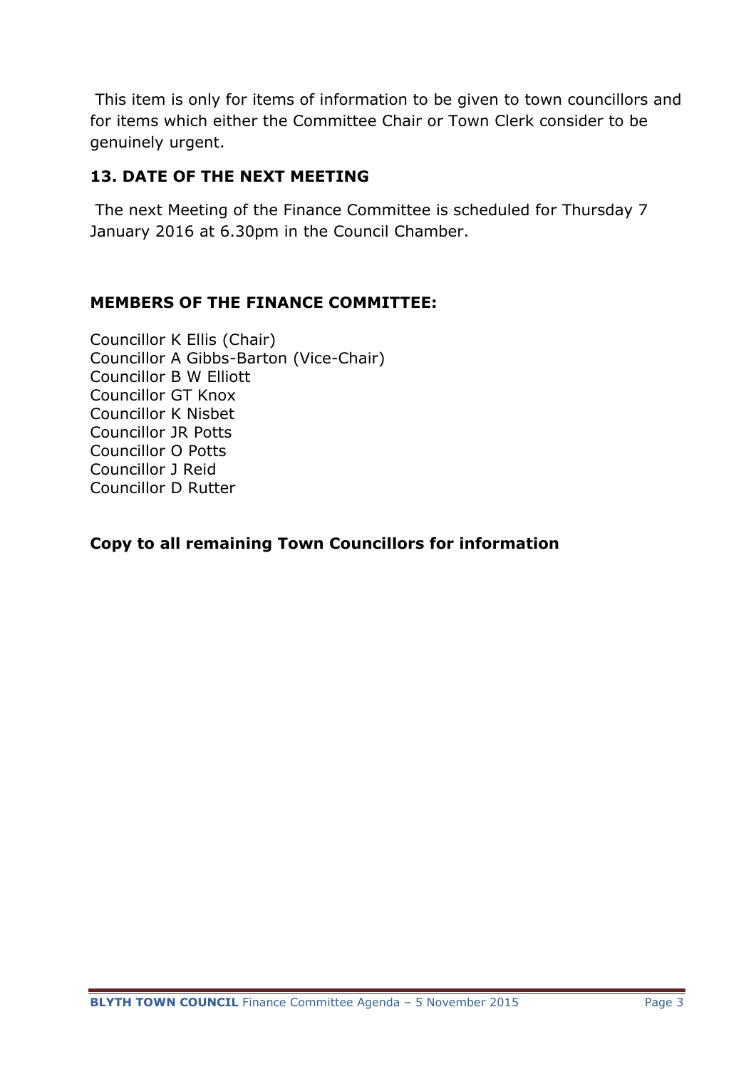This item is only for items of information to be given to town councillors and for items which either the Committee Chair or Town Clerk consider to be genuinely urgent.

## 13. DATE OF THE NEXT MEETING

The next Meeting of the Finance Committee is scheduled for Thursday 7 January 2016 at 6.30pm in the Council Chamber.

**MEMBERS OF THE FINANCE COMMITTEE:**

Councillor K Ellis (Chair)
Councillor A Gibbs-Barton (Vice-Chair)
Councillor B W Elliott
Councillor GT Knox
Councillor K Nisbet
Councillor JR Potts
Councillor O Potts
Councillor J Reid
Councillor D Rutter

**Copy to all remaining Town Councillors for information**